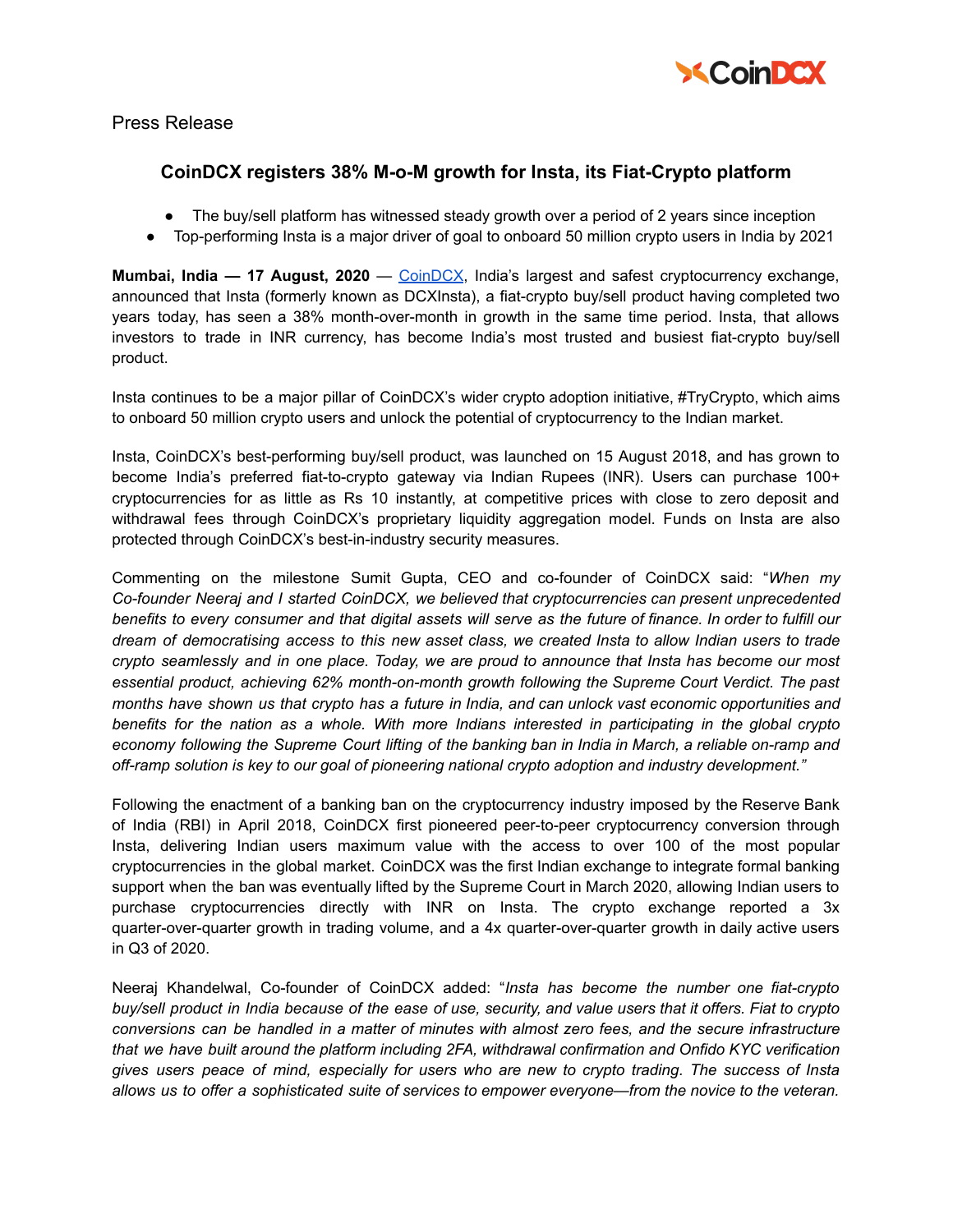Press Release

# CoinDCX registers 38% M-o-M growth for Insta, its Fiat-Crypto platform

- The buy/sell platform has witnessed steady growth over a period of 2 years since inception
- Top-performing Insta is a major driver of goal to onboard 50 million crypto users in India by 2021

**Mumbai, India — 17 August, 2020** — [CoinDCX](), India's largest and safest cryptocurrency exchange, announced that Insta (formerly known as DCXInsta), a fiat-crypto buy/sell product having completed two years today, has seen a 38% month-over-month in growth in the same time period. Insta, that allows investors to trade in INR currency, has become India's most trusted and busiest fiat-crypto buy/sell product.

Insta continues to be a major pillar of CoinDCX's wider crypto adoption initiative, #TryCrypto, which aims to onboard 50 million crypto users and unlock the potential of cryptocurrency to the Indian market.

Insta, CoinDCX's best-performing buy/sell product, was launched on 15 August 2018, and has grown to become India's preferred fiat-to-crypto gateway via Indian Rupees (INR). Users can purchase 100+ cryptocurrencies for as little as Rs 10 instantly, at competitive prices with close to zero deposit and withdrawal fees through CoinDCX's proprietary liquidity aggregation model. Funds on Insta are also protected through CoinDCX's best-in-industry security measures.

Commenting on the milestone Sumit Gupta, CEO and co-founder of CoinDCX said: "*When my Co-founder Neeraj and I started CoinDCX, we believed that cryptocurrencies can present unprecedented benefits to every consumer and that digital assets will serve as the future of finance. In order to fulfill our dream of democratising access to this new asset class, we created Insta to allow Indian users to trade crypto seamlessly and in one place. Today, we are proud to announce that Insta has become our most essential product, achieving 62% month-on-month growth following the Supreme Court Verdict. The past months have shown us that crypto has a future in India, and can unlock vast economic opportunities and benefits for the nation as a whole. With more Indians interested in participating in the global crypto economy following the Supreme Court lifting of the banking ban in India in March, a reliable on-ramp and off-ramp solution is key to our goal of pioneering national crypto adoption and industry development.*"

Following the enactment of a banking ban on the cryptocurrency industry imposed by the Reserve Bank of India (RBI) in April 2018, CoinDCX first pioneered peer-to-peer cryptocurrency conversion through Insta, delivering Indian users maximum value with the access to over 100 of the most popular cryptocurrencies in the global market. CoinDCX was the first Indian exchange to integrate formal banking support when the ban was eventually lifted by the Supreme Court in March 2020, allowing Indian users to purchase cryptocurrencies directly with INR on Insta. The crypto exchange reported a 3x quarter-over-quarter growth in trading volume, and a 4x quarter-over-quarter growth in daily active users in Q3 of 2020.

Neeraj Khandelwal, Co-founder of CoinDCX added: "*Insta has become the number one fiat-crypto buy/sell product in India because of the ease of use, security, and value users that it offers. Fiat to crypto conversions can be handled in a matter of minutes with almost zero fees, and the secure infrastructure that we have built around the platform including 2FA, withdrawal confirmation and Onfido KYC verification gives users peace of mind, especially for users who are new to crypto trading. The success of Insta allows us to offer a sophisticated suite of services to empower everyone—from the novice to the veteran.*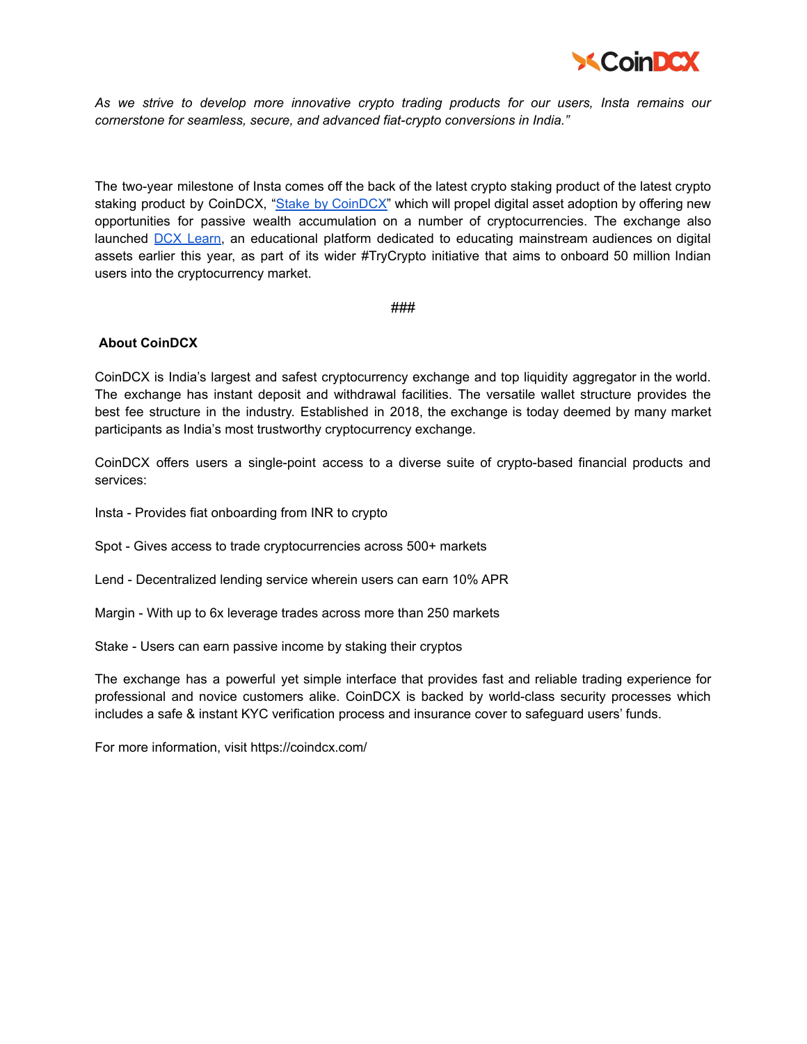*As we strive to develop more innovative crypto trading products for our users, Insta remains our cornerstone for seamless, secure, and advanced fiat-crypto conversions in India."*

The two-year milestone of Insta comes off the back of the latest crypto staking product of the latest crypto staking product by CoinDCX, "Stake by CoinDCX" which will propel digital asset adoption by offering new opportunities for passive wealth accumulation on a number of cryptocurrencies. The exchange also launched DCX Learn, an educational platform dedicated to educating mainstream audiences on digital assets earlier this year, as part of its wider #TryCrypto initiative that aims to onboard 50 million Indian users into the cryptocurrency market.

###

**About CoinDCX**

CoinDCX is India's largest and safest cryptocurrency exchange and top liquidity aggregator in the world. The exchange has instant deposit and withdrawal facilities. The versatile wallet structure provides the best fee structure in the industry. Established in 2018, the exchange is today deemed by many market participants as India's most trustworthy cryptocurrency exchange.

CoinDCX offers users a single-point access to a diverse suite of crypto-based financial products and services:

Insta - Provides fiat onboarding from INR to crypto

Spot - Gives access to trade cryptocurrencies across 500+ markets

Lend - Decentralized lending service wherein users can earn 10% APR

Margin - With up to 6x leverage trades across more than 250 markets

Stake - Users can earn passive income by staking their cryptos

The exchange has a powerful yet simple interface that provides fast and reliable trading experience for professional and novice customers alike. CoinDCX is backed by world-class security processes which includes a safe & instant KYC verification process and insurance cover to safeguard users' funds.

For more information, visit https://coindcx.com/